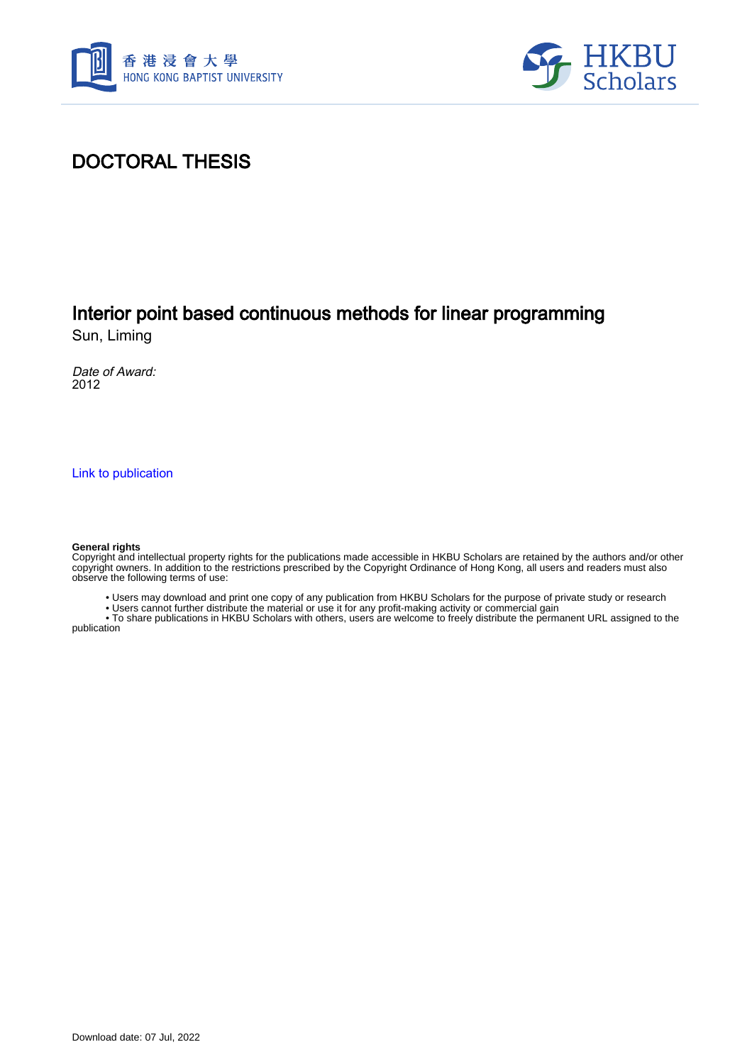# DOCTORAL THESIS

## Interior point based continuous methods for linear programming

Sun, Liming

*Date of Award:*
2012

Link to publication

**General rights**
Copyright and intellectual property rights for the publications made accessible in HKBU Scholars are retained by the authors and/or other copyright owners. In addition to the restrictions prescribed by the Copyright Ordinance of Hong Kong, all users and readers must also observe the following terms of use:

- Users may download and print one copy of any publication from HKBU Scholars for the purpose of private study or research
- Users cannot further distribute the material or use it for any profit-making activity or commercial gain
- To share publications in HKBU Scholars with others, users are welcome to freely distribute the permanent URL assigned to the publication

Download date: 07 Jul, 2022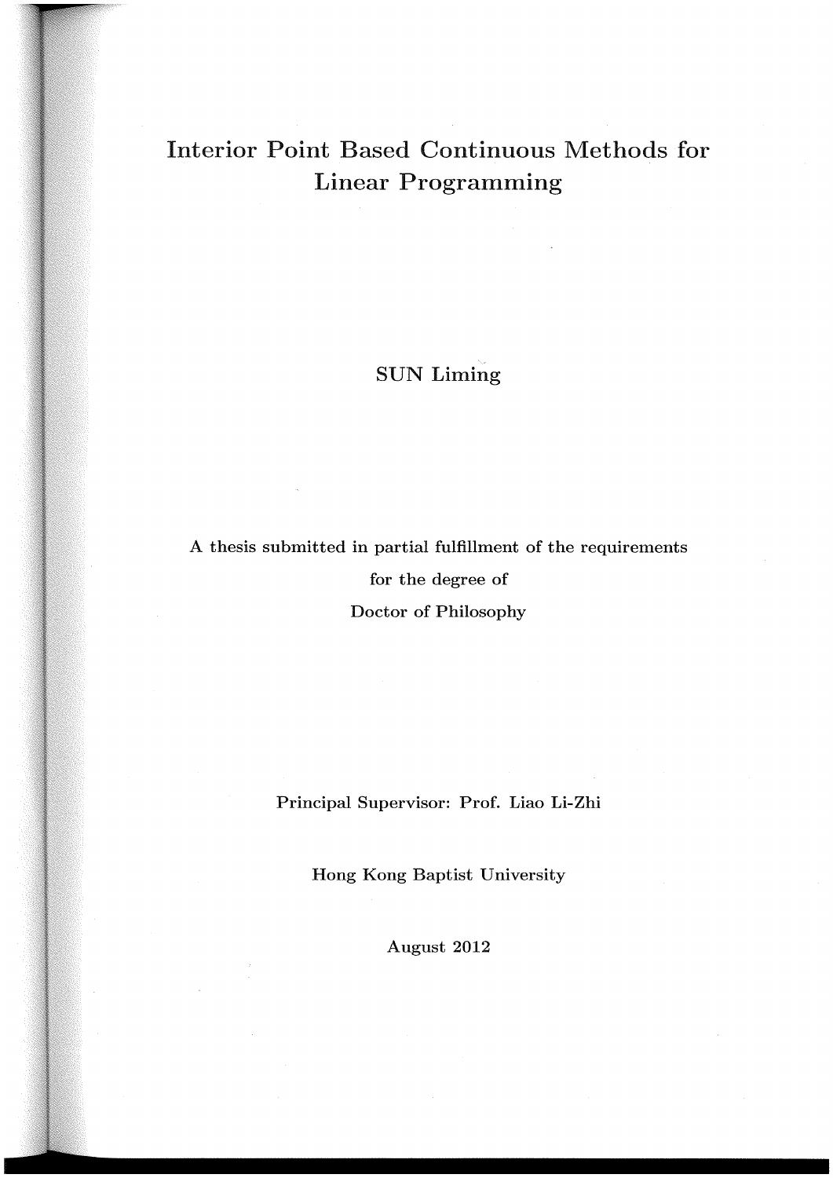# Interior Point Based Continuous Methods for Linear Programming

SUN Liming

A thesis submitted in partial fulfillment of the requirements

for the degree of

Doctor of Philosophy

Principal Supervisor: Prof. Liao Li-Zhi

Hong Kong Baptist University

August 2012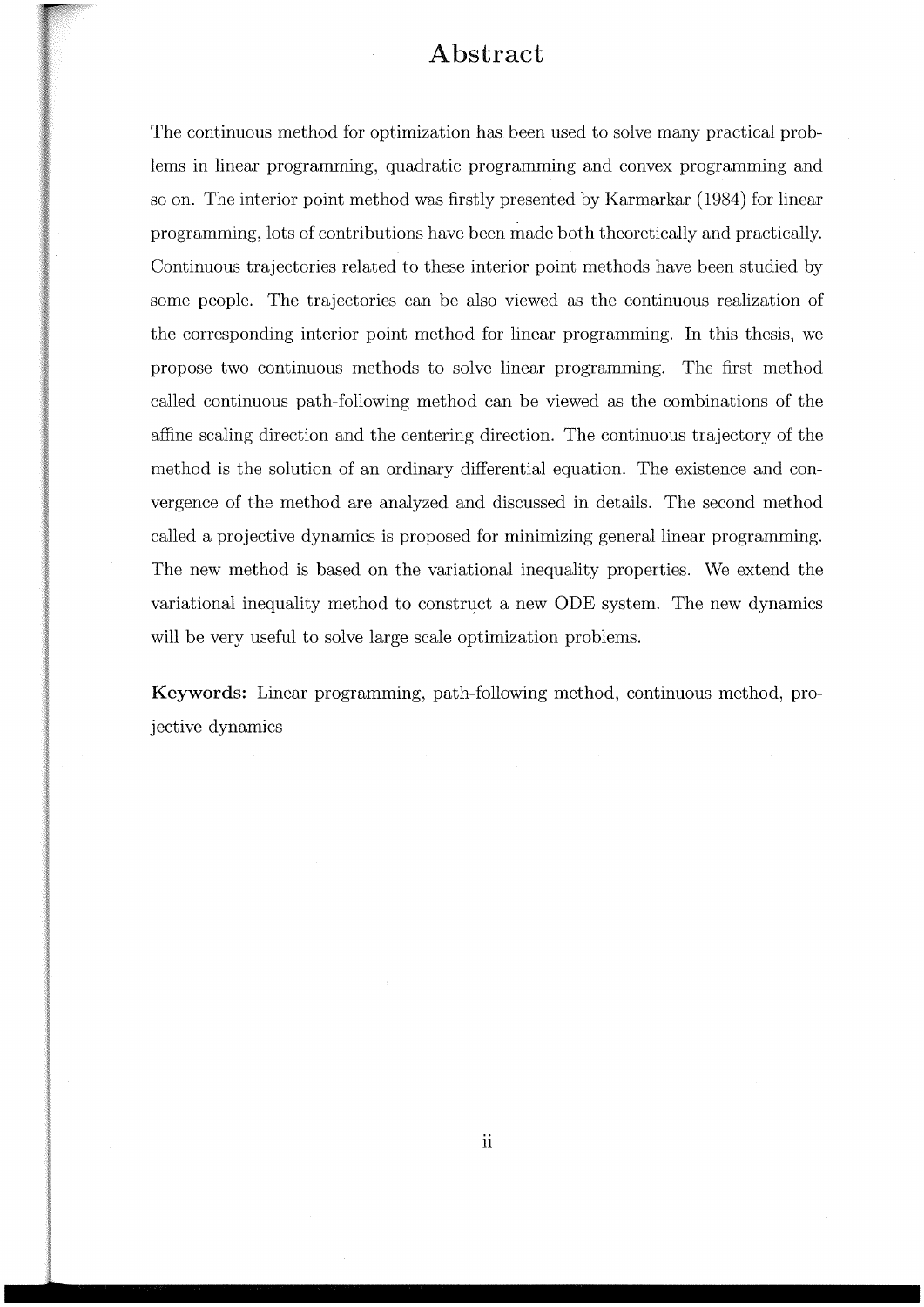# Abstract

The continuous method for optimization has been used to solve many practical problems in linear programming, quadratic programming and convex programming and so on. The interior point method was firstly presented by Karmarkar (1984) for linear programming, lots of contributions have been made both theoretically and practically. Continuous trajectories related to these interior point methods have been studied by some people. The trajectories can be also viewed as the continuous realization of the corresponding interior point method for linear programming. In this thesis, we propose two continuous methods to solve linear programming. The first method called continuous path-following method can be viewed as the combinations of the affine scaling direction and the centering direction. The continuous trajectory of the method is the solution of an ordinary differential equation. The existence and convergence of the method are analyzed and discussed in details. The second method called a projective dynamics is proposed for minimizing general linear programming. The new method is based on the variational inequality properties. We extend the variational inequality method to construct a new ODE system. The new dynamics will be very useful to solve large scale optimization problems.

**Keywords:** Linear programming, path-following method, continuous method, projective dynamics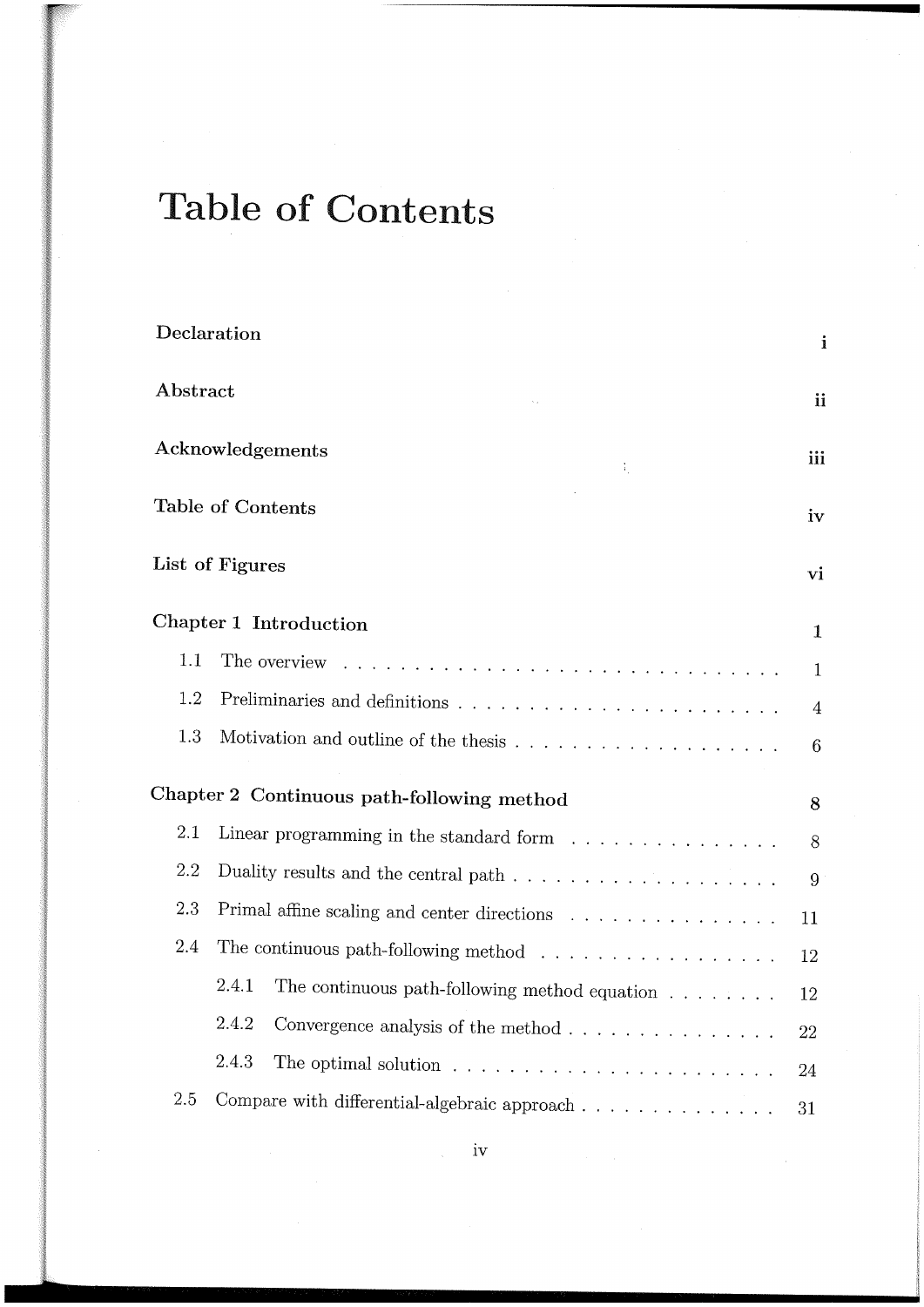# Table of Contents

| | |
|---|---|
| **Declaration** | **i** |
| **Abstract** | **ii** |
| **Acknowledgements** | **iii** |
| **Table of Contents** | **iv** |
| **List of Figures** | **vi** |
| **Chapter 1 Introduction** | **1** |
| 1.1 The overview | 1 |
| 1.2 Preliminaries and definitions | 4 |
| 1.3 Motivation and outline of the thesis | 6 |
| **Chapter 2 Continuous path-following method** | **8** |
| 2.1 Linear programming in the standard form | 8 |
| 2.2 Duality results and the central path | 9 |
| 2.3 Primal affine scaling and center directions | 11 |
| 2.4 The continuous path-following method | 12 |
| 2.4.1 The continuous path-following method equation | 12 |
| 2.4.2 Convergence analysis of the method | 22 |
| 2.4.3 The optimal solution | 24 |
| 2.5 Compare with differential-algebraic approach | 31 |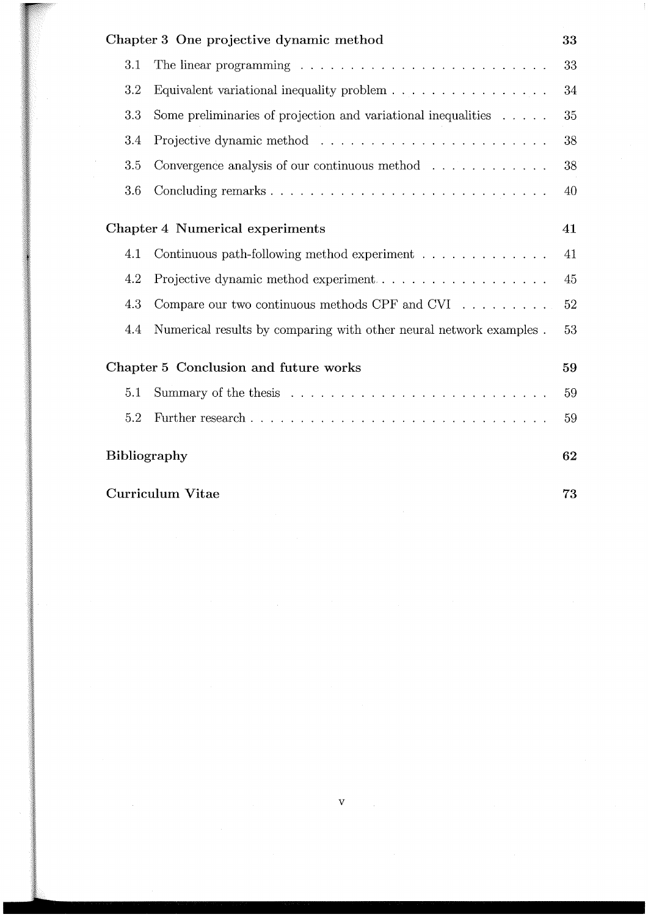**Chapter 3 One projective dynamic method** **33**

3.1 The linear programming . . . . . . . . . . . . . . . . . . . . . . . . . 33

3.2 Equivalent variational inequality problem . . . . . . . . . . . . . . . . 34

3.3 Some preliminaries of projection and variational inequalities . . . . . 35

3.4 Projective dynamic method . . . . . . . . . . . . . . . . . . . . . . . 38

3.5 Convergence analysis of our continuous method . . . . . . . . . . . . 38

3.6 Concluding remarks . . . . . . . . . . . . . . . . . . . . . . . . . . . . 40

**Chapter 4 Numerical experiments** **41**

4.1 Continuous path-following method experiment . . . . . . . . . . . . . 41

4.2 Projective dynamic method experiment . . . . . . . . . . . . . . . . . 45

4.3 Compare our two continuous methods CPF and CVI . . . . . . . . . 52

4.4 Numerical results by comparing with other neural network examples . 53

**Chapter 5 Conclusion and future works** **59**

5.1 Summary of the thesis . . . . . . . . . . . . . . . . . . . . . . . . . . 59

5.2 Further research . . . . . . . . . . . . . . . . . . . . . . . . . . . . . . 59

**Bibliography** **62**

**Curriculum Vitae** **73**